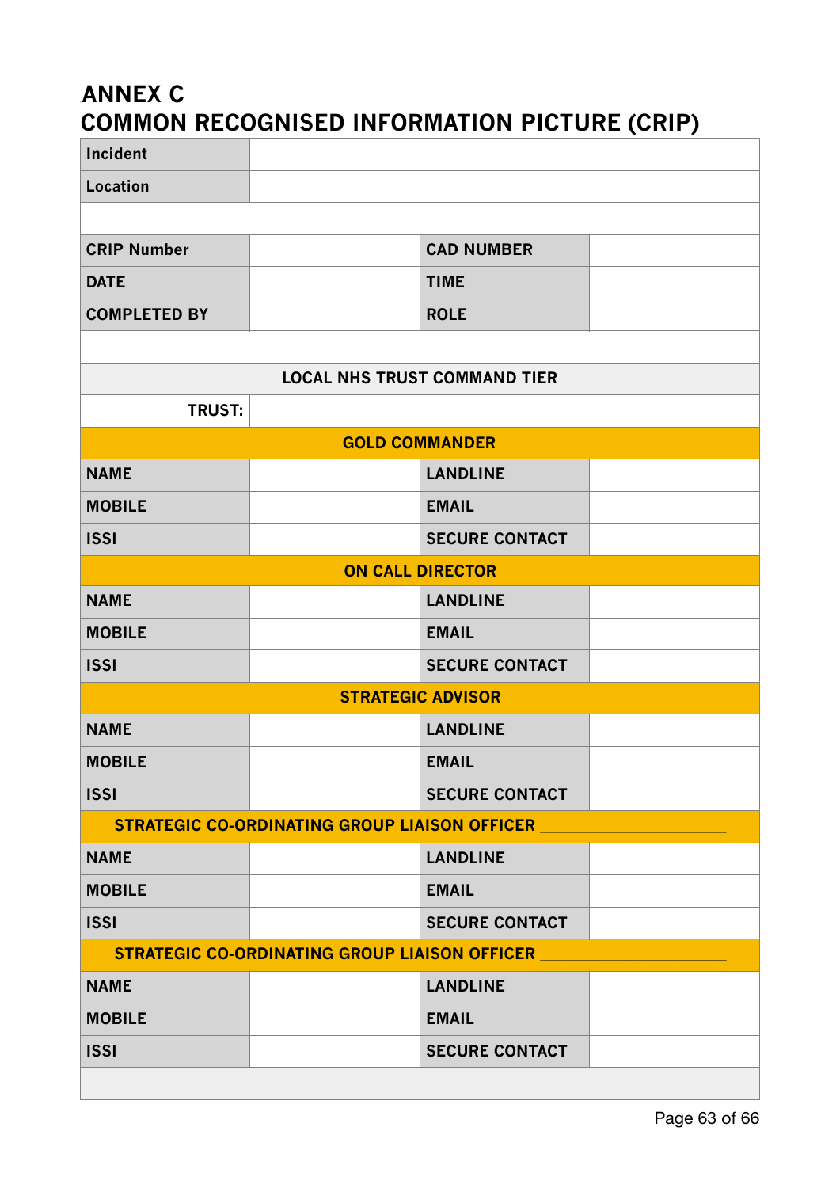## ANNEX C
## COMMON RECOGNISED INFORMATION PICTURE (CRIP)

| | | | |
|---|---|---|---|
| **Incident** | | | |
| **Location** | | | |
| | | | |
| **CRIP Number** | | **CAD NUMBER** | |
| **DATE** | | **TIME** | |
| **COMPLETED BY** | | **ROLE** | |
| | | | |
| **LOCAL NHS TRUST COMMAND TIER** | | | |
| **TRUST:** | | | |
| **GOLD COMMANDER** | | | |
| **NAME** | | **LANDLINE** | |
| **MOBILE** | | **EMAIL** | |
| **ISSI** | | **SECURE CONTACT** | |
| **ON CALL DIRECTOR** | | | |
| **NAME** | | **LANDLINE** | |
| **MOBILE** | | **EMAIL** | |
| **ISSI** | | **SECURE CONTACT** | |
| **STRATEGIC ADVISOR** | | | |
| **NAME** | | **LANDLINE** | |
| **MOBILE** | | **EMAIL** | |
| **ISSI** | | **SECURE CONTACT** | |
| **STRATEGIC CO-ORDINATING GROUP LIAISON OFFICER** ____________________ | | | |
| **NAME** | | **LANDLINE** | |
| **MOBILE** | | **EMAIL** | |
| **ISSI** | | **SECURE CONTACT** | |
| **STRATEGIC CO-ORDINATING GROUP LIAISON OFFICER** ____________________ | | | |
| **NAME** | | **LANDLINE** | |
| **MOBILE** | | **EMAIL** | |
| **ISSI** | | **SECURE CONTACT** | |
| | | | |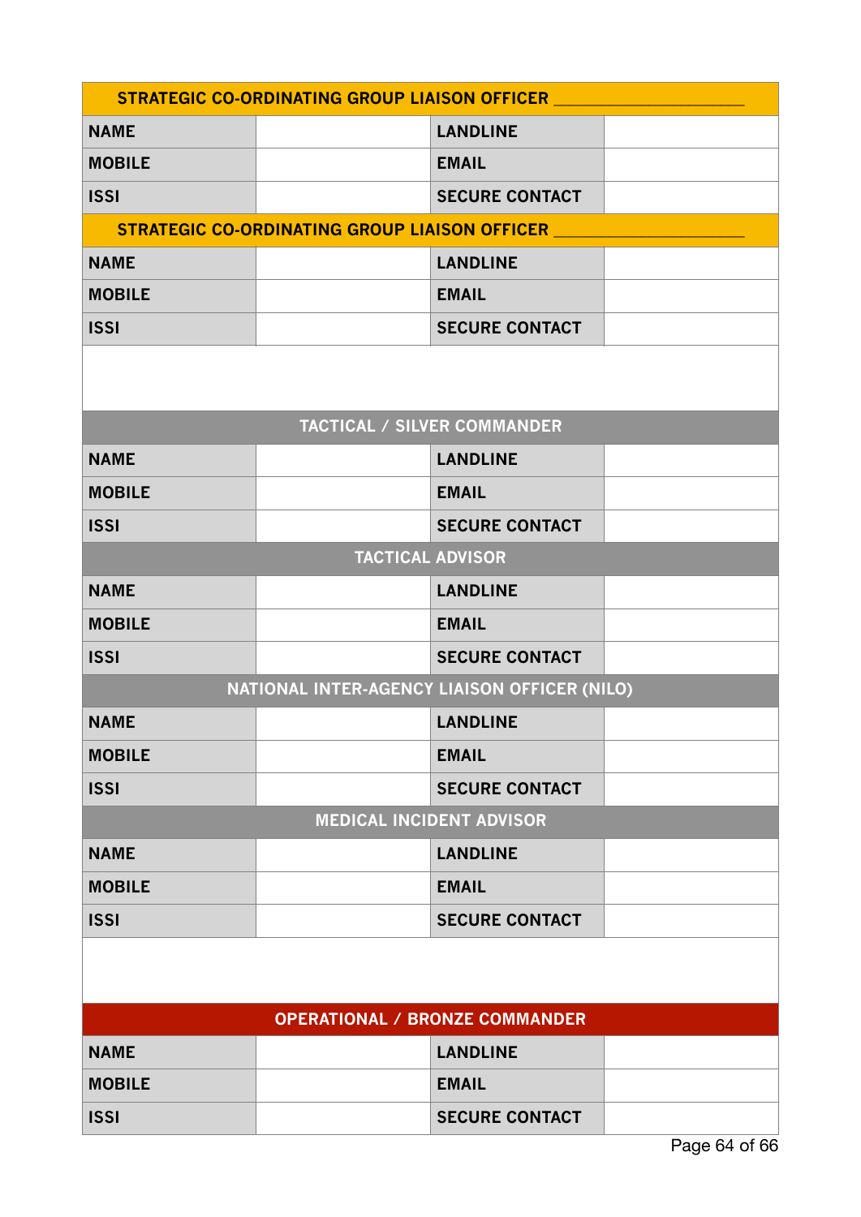| STRATEGIC CO-ORDINATING GROUP LIAISON OFFICER ____________________ | | | |
|---|---|---|---|
| **NAME** | | **LANDLINE** | |
| **MOBILE** | | **EMAIL** | |
| **ISSI** | | **SECURE CONTACT** | |

| STRATEGIC CO-ORDINATING GROUP LIAISON OFFICER ____________________ | | | |
|---|---|---|---|
| **NAME** | | **LANDLINE** | |
| **MOBILE** | | **EMAIL** | |
| **ISSI** | | **SECURE CONTACT** | |

| TACTICAL / SILVER COMMANDER | | | |
|---|---|---|---|
| **NAME** | | **LANDLINE** | |
| **MOBILE** | | **EMAIL** | |
| **ISSI** | | **SECURE CONTACT** | |

| TACTICAL ADVISOR | | | |
|---|---|---|---|
| **NAME** | | **LANDLINE** | |
| **MOBILE** | | **EMAIL** | |
| **ISSI** | | **SECURE CONTACT** | |

| NATIONAL INTER-AGENCY LIAISON OFFICER (NILO) | | | |
|---|---|---|---|
| **NAME** | | **LANDLINE** | |
| **MOBILE** | | **EMAIL** | |
| **ISSI** | | **SECURE CONTACT** | |

| MEDICAL INCIDENT ADVISOR | | | |
|---|---|---|---|
| **NAME** | | **LANDLINE** | |
| **MOBILE** | | **EMAIL** | |
| **ISSI** | | **SECURE CONTACT** | |

| OPERATIONAL / BRONZE COMMANDER | | | |
|---|---|---|---|
| **NAME** | | **LANDLINE** | |
| **MOBILE** | | **EMAIL** | |
| **ISSI** | | **SECURE CONTACT** | |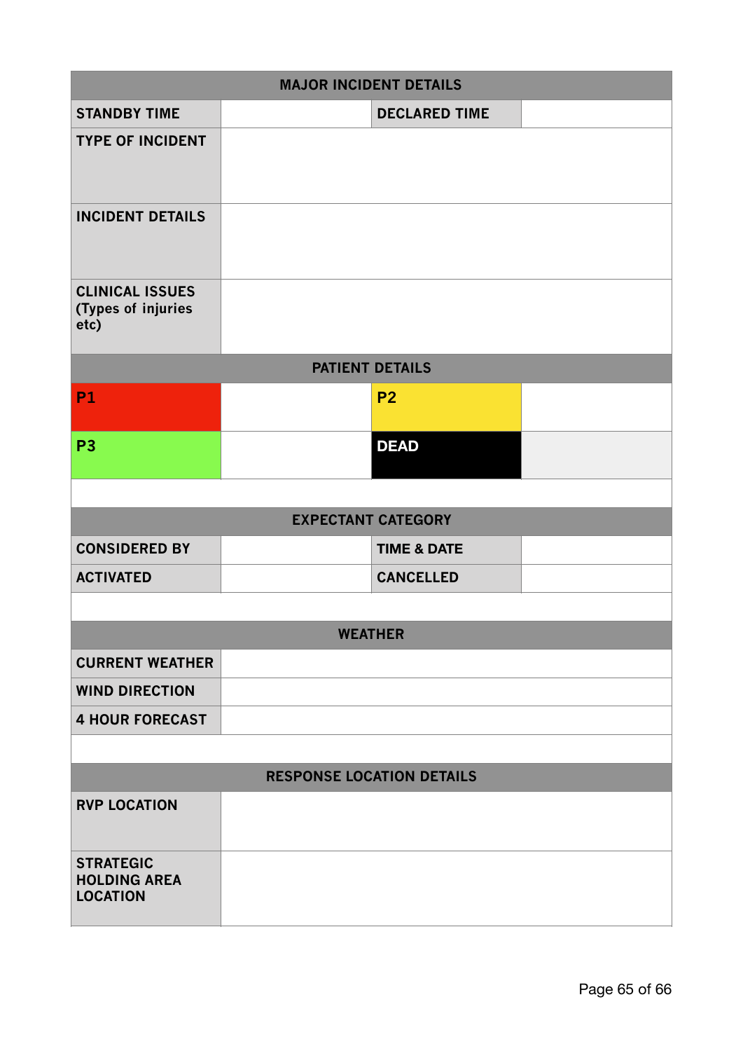| MAJOR INCIDENT DETAILS | | | |
|---|---|---|---|
| STANDBY TIME | | DECLARED TIME | |
| TYPE OF INCIDENT | | | |
| INCIDENT DETAILS | | | |
| CLINICAL ISSUES (Types of injuries etc) | | | |

| PATIENT DETAILS | | | |
|---|---|---|---|
| P1 | | P2 | |
| P3 | | DEAD | |

| EXPECTANT CATEGORY | | | |
|---|---|---|---|
| CONSIDERED BY | | TIME & DATE | |
| ACTIVATED | | CANCELLED | |

| WEATHER | |
|---|---|
| CURRENT WEATHER | |
| WIND DIRECTION | |
| 4 HOUR FORECAST | |

| RESPONSE LOCATION DETAILS | |
|---|---|
| RVP LOCATION | |
| STRATEGIC HOLDING AREA LOCATION | |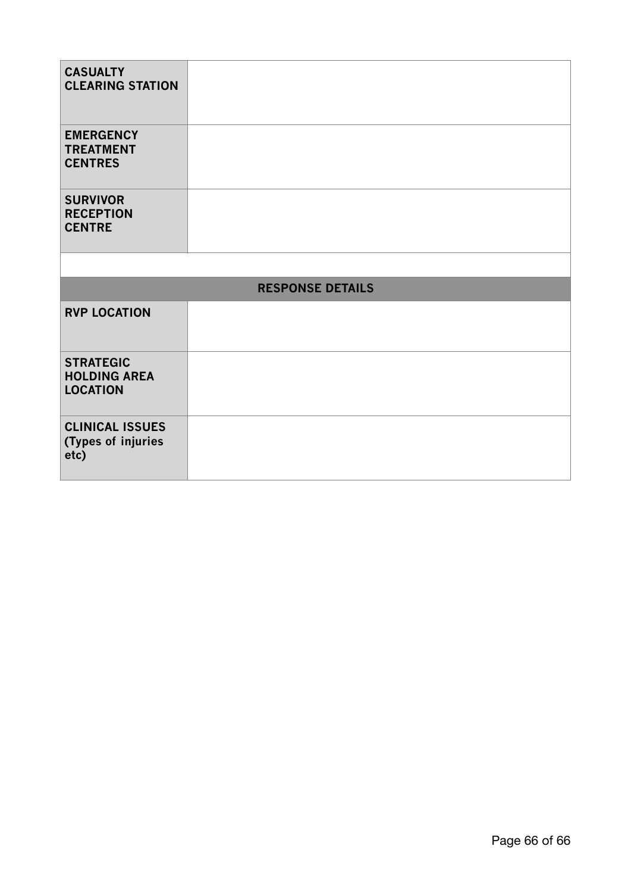| | |
|---|---|
| **CASUALTY CLEARING STATION** | |
| **EMERGENCY TREATMENT CENTRES** | |
| **SURVIVOR RECEPTION CENTRE** | |
| | |
| **RESPONSE DETAILS** | |
| **RVP LOCATION** | |
| **STRATEGIC HOLDING AREA LOCATION** | |
| **CLINICAL ISSUES (Types of injuries etc)** | |